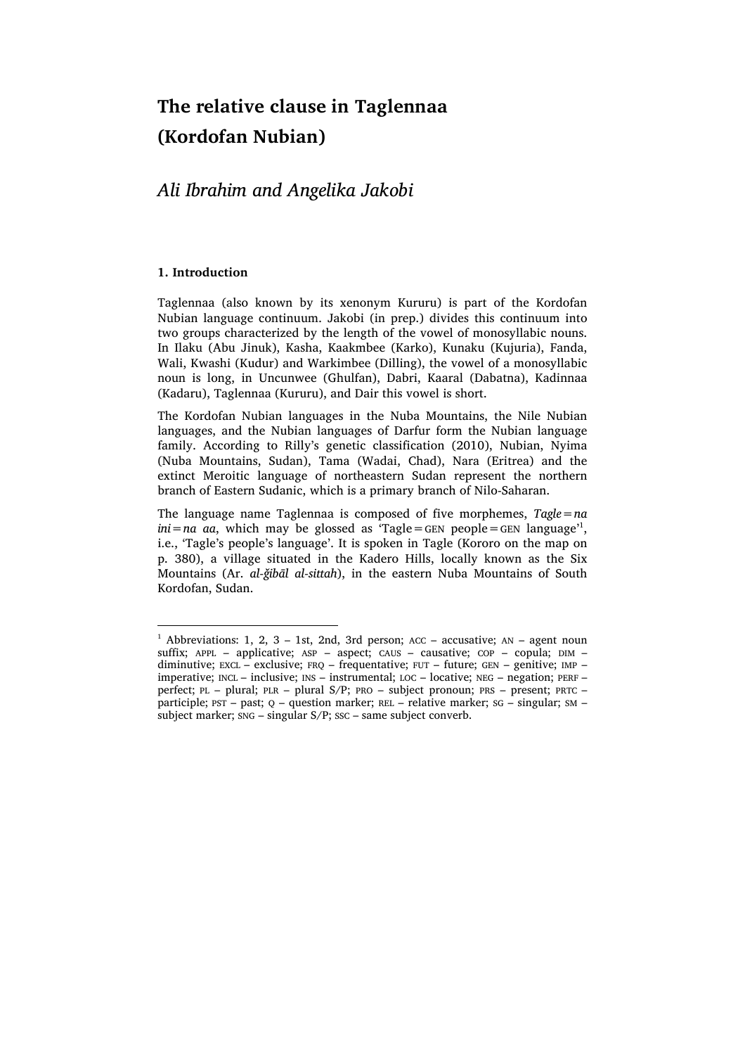# The relative clause in Taglennaa (Kordofan Nubian)

*Ali Ibrahim and Angelika Jakobi*

### 1. Introduction

Taglennaa (also known by its xenonym Kururu) is part of the Kordofan Nubian language continuum. Jakobi (in prep.) divides this continuum into two groups characterized by the length of the vowel of monosyllabic nouns. In Ilaku (Abu Jinuk), Kasha, Kaakmbee (Karko), Kunaku (Kujuria), Fanda, Wali, Kwashi (Kudur) and Warkimbee (Dilling), the vowel of a monosyllabic noun is long, in Uncunwee (Ghulfan), Dabri, Kaaral (Dabatna), Kadinnaa (Kadaru), Taglennaa (Kururu), and Dair this vowel is short.

The Kordofan Nubian languages in the Nuba Mountains, the Nile Nubian languages, and the Nubian languages of Darfur form the Nubian language family. According to Rilly's genetic classification (2010), Nubian, Nyima (Nuba Mountains, Sudan), Tama (Wadai, Chad), Nara (Eritrea) and the extinct Meroitic language of northeastern Sudan represent the northern branch of Eastern Sudanic, which is a primary branch of Nilo-Saharan.

The language name Taglennaa is composed of five morphemes, *Tagle=na ini=na aa*, which may be glossed as 'Tagle=GEN people=GEN language'[1], i.e., 'Tagle's people's language'. It is spoken in Tagle (Kororo on the map on p. 380), a village situated in the Kadero Hills, locally known as the Six Mountains (Ar. *al-ǧibāl al-sittah*), in the eastern Nuba Mountains of South Kordofan, Sudan.

---

[1] Abbreviations: 1, 2, 3 – 1st, 2nd, 3rd person; ACC – accusative; AN – agent noun suffix; APPL – applicative; ASP – aspect; CAUS – causative; COP – copula; DIM – diminutive; EXCL – exclusive; FRQ – frequentative; FUT – future; GEN – genitive; IMP – imperative; INCL – inclusive; INS – instrumental; LOC – locative; NEG – negation; PERF – perfect; PL – plural; PLR – plural S/P; PRO – subject pronoun; PRS – present; PRTC – participle; PST – past; Q – question marker; REL – relative marker; SG – singular; SM – subject marker; SNG – singular S/P; SSC – same subject converb.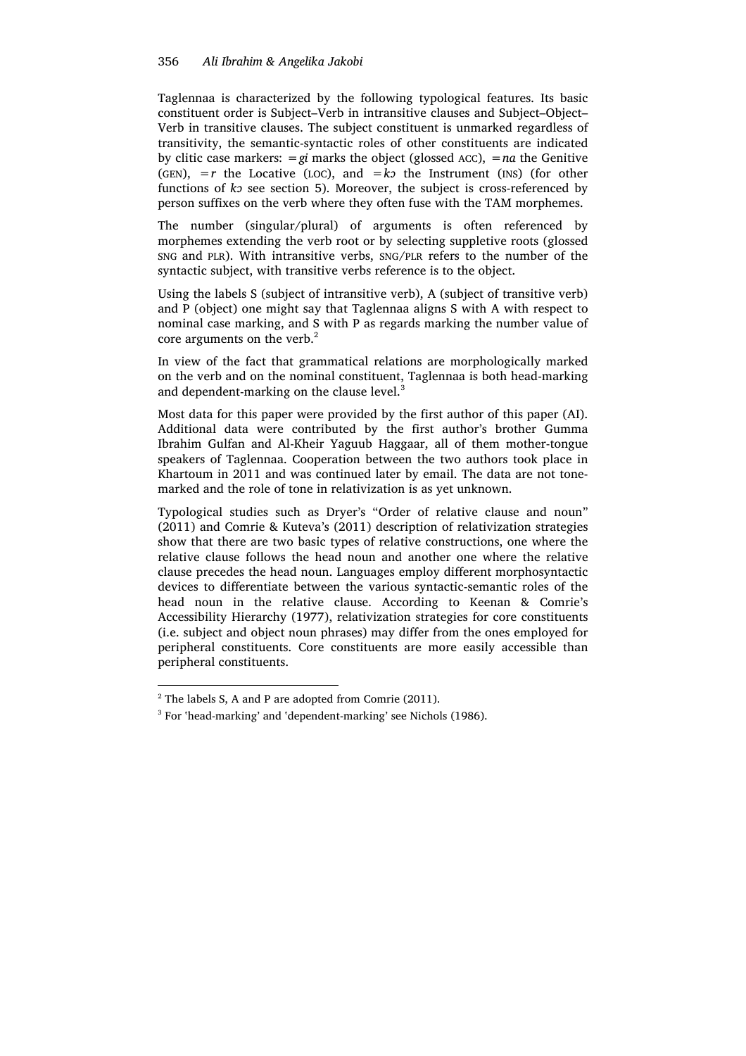Taglennaa is characterized by the following typological features. Its basic constituent order is Subject–Verb in intransitive clauses and Subject–Object–Verb in transitive clauses. The subject constituent is unmarked regardless of transitivity, the semantic-syntactic roles of other constituents are indicated by clitic case markers: *=gi* marks the object (glossed ACC), *=na* the Genitive (GEN), *=r* the Locative (LOC), and *=kɔ* the Instrument (INS) (for other functions of *kɔ* see section 5). Moreover, the subject is cross-referenced by person suffixes on the verb where they often fuse with the TAM morphemes.

The number (singular/plural) of arguments is often referenced by morphemes extending the verb root or by selecting suppletive roots (glossed SNG and PLR). With intransitive verbs, SNG/PLR refers to the number of the syntactic subject, with transitive verbs reference is to the object.

Using the labels S (subject of intransitive verb), A (subject of transitive verb) and P (object) one might say that Taglennaa aligns S with A with respect to nominal case marking, and S with P as regards marking the number value of core arguments on the verb.[2]

In view of the fact that grammatical relations are morphologically marked on the verb and on the nominal constituent, Taglennaa is both head-marking and dependent-marking on the clause level.[3]

Most data for this paper were provided by the first author of this paper (AI). Additional data were contributed by the first author's brother Gumma Ibrahim Gulfan and Al-Kheir Yaguub Haggaar, all of them mother-tongue speakers of Taglennaa. Cooperation between the two authors took place in Khartoum in 2011 and was continued later by email. The data are not tone-marked and the role of tone in relativization is as yet unknown.

Typological studies such as Dryer's "Order of relative clause and noun" (2011) and Comrie & Kuteva's (2011) description of relativization strategies show that there are two basic types of relative constructions, one where the relative clause follows the head noun and another one where the relative clause precedes the head noun. Languages employ different morphosyntactic devices to differentiate between the various syntactic-semantic roles of the head noun in the relative clause. According to Keenan & Comrie's Accessibility Hierarchy (1977), relativization strategies for core constituents (i.e. subject and object noun phrases) may differ from the ones employed for peripheral constituents. Core constituents are more easily accessible than peripheral constituents.

---

[2] The labels S, A and P are adopted from Comrie (2011).

[3] For 'head-marking' and 'dependent-marking' see Nichols (1986).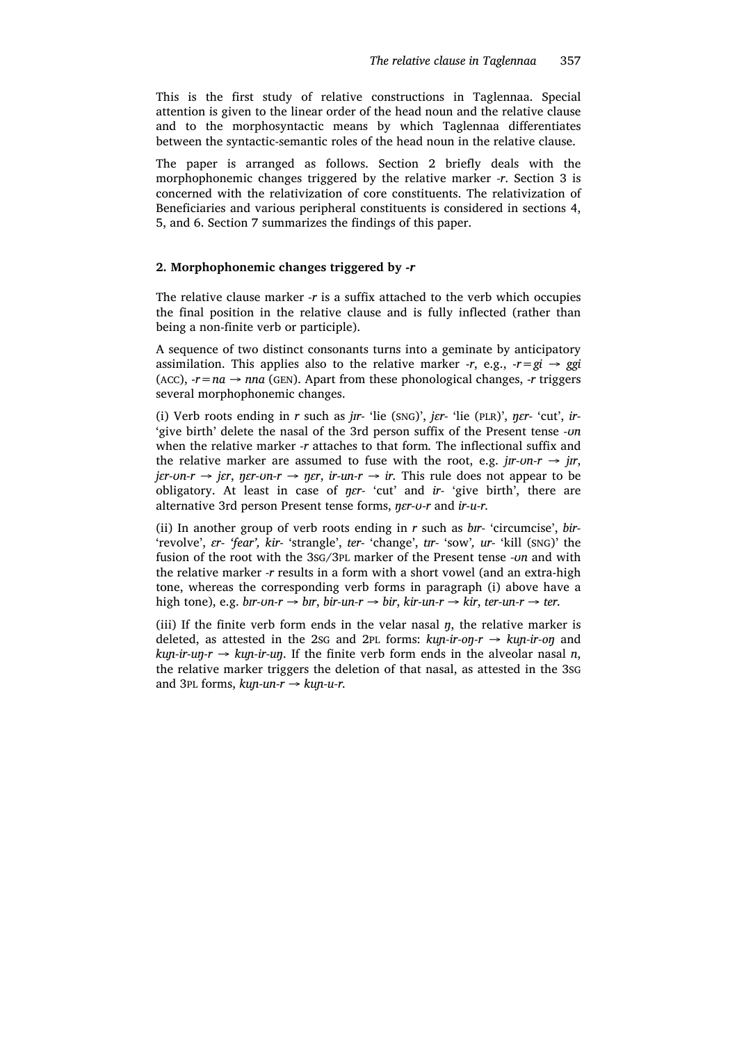This is the first study of relative constructions in Taglennaa. Special attention is given to the linear order of the head noun and the relative clause and to the morphosyntactic means by which Taglennaa differentiates between the syntactic-semantic roles of the head noun in the relative clause.

The paper is arranged as follows. Section 2 briefly deals with the morphophonemic changes triggered by the relative marker *-r*. Section 3 is concerned with the relativization of core constituents. The relativization of Beneficiaries and various peripheral constituents is considered in sections 4, 5, and 6. Section 7 summarizes the findings of this paper.

## 2. Morphophonemic changes triggered by *-r*

The relative clause marker *-r* is a suffix attached to the verb which occupies the final position in the relative clause and is fully inflected (rather than being a non-finite verb or participle).

A sequence of two distinct consonants turns into a geminate by anticipatory assimilation. This applies also to the relative marker *-r*, e.g., *-r=gi* → *ggi* (ACC), *-r=na* → *nna* (GEN). Apart from these phonological changes, *-r* triggers several morphophonemic changes.

(i) Verb roots ending in *r* such as *jɪr-* 'lie (SNG)', *jɛr-* 'lie (PLR)', *ŋɛr-* 'cut', *ir-* 'give birth' delete the nasal of the 3rd person suffix of the Present tense *-ʊn* when the relative marker *-r* attaches to that form. The inflectional suffix and the relative marker are assumed to fuse with the root, e.g. *jɪr-ʊn-r* → *jɪr*, *jɛr-ʊn-r* → *jɛr*, *ŋɛr-ʊn-r* → *ŋɛr*, *ir-un-r* → *ir*. This rule does not appear to be obligatory. At least in case of *ŋɛr-* 'cut' and *ir-* 'give birth', there are alternative 3rd person Present tense forms, *ŋɛr-ʊ-r* and *ir-u-r*.

(ii) In another group of verb roots ending in *r* such as *bɪr-* 'circumcise', *bir-* 'revolve', *ɛr- 'fear', kir-* 'strangle', *ter-* 'change', *tɪr-* 'sow', *ur-* 'kill (SNG)' the fusion of the root with the 3SG/3PL marker of the Present tense *-ʊn* and with the relative marker *-r* results in a form with a short vowel (and an extra-high tone, whereas the corresponding verb forms in paragraph (i) above have a high tone), e.g. *bɪr-ʊn-r* → *bɪr*, *bir-un-r* → *bir*, *kir-un-r* → *kir*, *ter-un-r* → *ter*.

(iii) If the finite verb form ends in the velar nasal *ŋ*, the relative marker is deleted, as attested in the 2SG and 2PL forms: *kuɲ-ir-oŋ-r* → *kuɲ-ir-oŋ* and *kuɲ-ir-uŋ-r* → *kuɲ-ir-uŋ*. If the finite verb form ends in the alveolar nasal *n*, the relative marker triggers the deletion of that nasal, as attested in the 3SG and 3PL forms, *kuɲ-un-r* → *kuɲ-u-r*.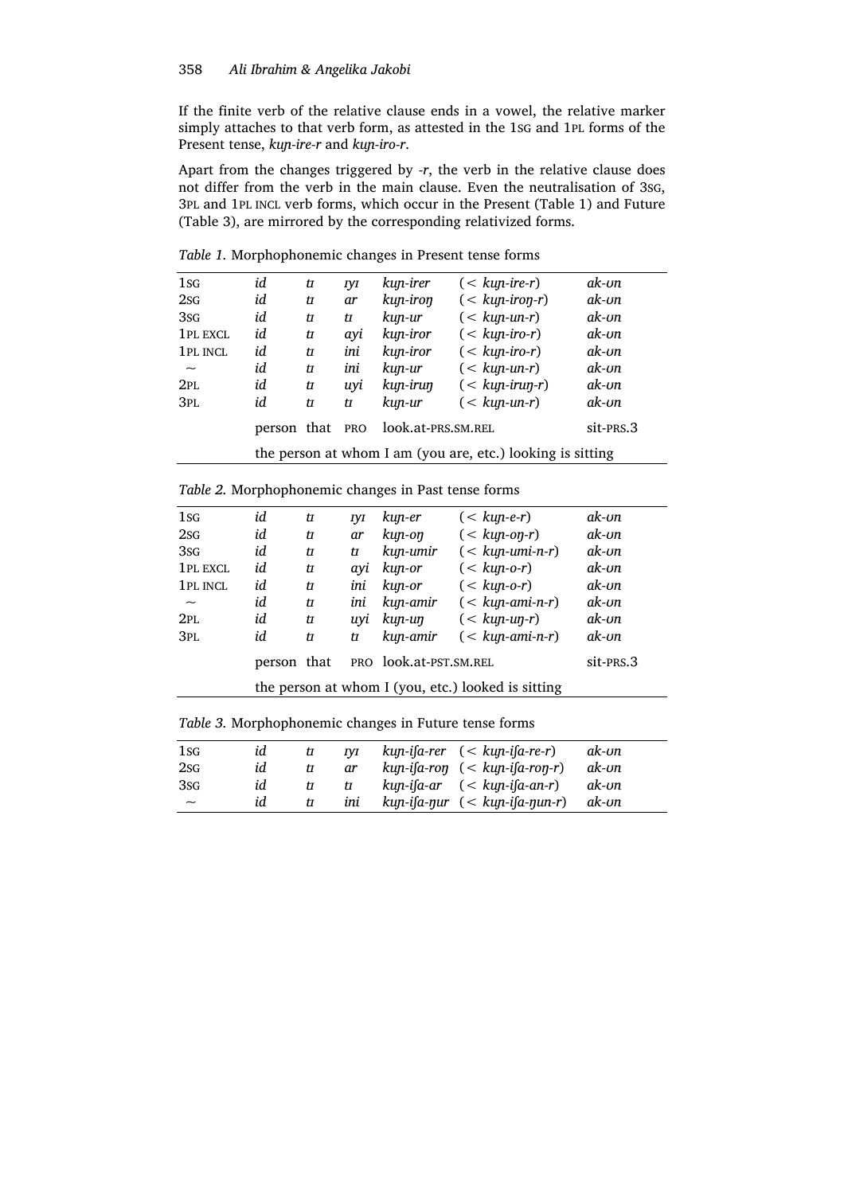If the finite verb of the relative clause ends in a vowel, the relative marker simply attaches to that verb form, as attested in the 1SG and 1PL forms of the Present tense, *kuɲ-ire-r* and *kuɲ-iro-r*.

Apart from the changes triggered by *-r*, the verb in the relative clause does not differ from the verb in the main clause. Even the neutralisation of 3SG, 3PL and 1PL INCL verb forms, which occur in the Present (Table 1) and Future (Table 3), are mirrored by the corresponding relativized forms.

*Table 1.* Morphophonemic changes in Present tense forms

| | | | | | | |
|---|---|---|---|---|---|---|
| 1SG | *id* | *tɪ* | *ɪyɪ* | *kuɲ-irer* | (< *kuɲ-ire-r*) | *ak-ʊn* |
| 2SG | *id* | *tɪ* | *ar* | *kuɲ-iroŋ* | (< *kuɲ-iroŋ-r*) | *ak-ʊn* |
| 3SG | *id* | *tɪ* | *tɪ* | *kuɲ-ur* | (< *kuɲ-un-r*) | *ak-ʊn* |
| 1PL EXCL | *id* | *tɪ* | *ayi* | *kuɲ-iror* | (< *kuɲ-iro-r*) | *ak-ʊn* |
| 1PL INCL | *id* | *tɪ* | *ini* | *kuɲ-iror* | (< *kuɲ-iro-r*) | *ak-ʊn* |
| ~ | *id* | *tɪ* | *ini* | *kuɲ-ur* | (< *kuɲ-un-r*) | *ak-ʊn* |
| 2PL | *id* | *tɪ* | *uyi* | *kuɲ-iruŋ* | (< *kuɲ-iruŋ-r*) | *ak-ʊn* |
| 3PL | *id* | *tɪ* | *tɪ* | *kuɲ-ur* | (< *kuɲ-un-r*) | *ak-ʊn* |
| | person | that | PRO | look.at-PRS.SM.REL | | sit-PRS.3 |
| | the person at whom I am (you are, etc.) looking is sitting | | | | | |

*Table 2.* Morphophonemic changes in Past tense forms

| | | | | | | |
|---|---|---|---|---|---|---|
| 1SG | *id* | *tɪ* | *ɪyɪ* | *kuɲ-er* | (< *kuɲ-e-r*) | *ak-ʊn* |
| 2SG | *id* | *tɪ* | *ar* | *kuɲ-oŋ* | (< *kuɲ-oŋ-r*) | *ak-ʊn* |
| 3SG | *id* | *tɪ* | *tɪ* | *kuɲ-umir* | (< *kuɲ-umi-n-r*) | *ak-ʊn* |
| 1PL EXCL | *id* | *tɪ* | *ayi* | *kuɲ-or* | (< *kuɲ-o-r*) | *ak-ʊn* |
| 1PL INCL | *id* | *tɪ* | *ini* | *kuɲ-or* | (< *kuɲ-o-r*) | *ak-ʊn* |
| ~ | *id* | *tɪ* | *ini* | *kuɲ-amir* | (< *kuɲ-ami-n-r*) | *ak-ʊn* |
| 2PL | *id* | *tɪ* | *uyi* | *kuɲ-uŋ* | (< *kuɲ-uŋ-r*) | *ak-ʊn* |
| 3PL | *id* | *tɪ* | *tɪ* | *kuɲ-amir* | (< *kuɲ-ami-n-r*) | *ak-ʊn* |
| | person | that | PRO | look.at-PST.SM.REL | | sit-PRS.3 |
| | the person at whom I (you, etc.) looked is sitting | | | | | |

*Table 3.* Morphophonemic changes in Future tense forms

| | | | | | | |
|---|---|---|---|---|---|---|
| 1SG | *id* | *tɪ* | *ɪyɪ* | *kuɲ-iʃa-rer* | (< *kuɲ-iʃa-re-r*) | *ak-ʊn* |
| 2SG | *id* | *tɪ* | *ar* | *kuɲ-iʃa-roŋ* | (< *kuɲ-iʃa-roŋ-r*) | *ak-ʊn* |
| 3SG | *id* | *tɪ* | *tɪ* | *kuɲ-iʃa-ar* | (< *kuɲ-iʃa-an-r*) | *ak-ʊn* |
| ~ | *id* | *tɪ* | *ini* | *kuɲ-iʃa-ŋur* | (< *kuɲ-iʃa-ŋun-r*) | *ak-ʊn* |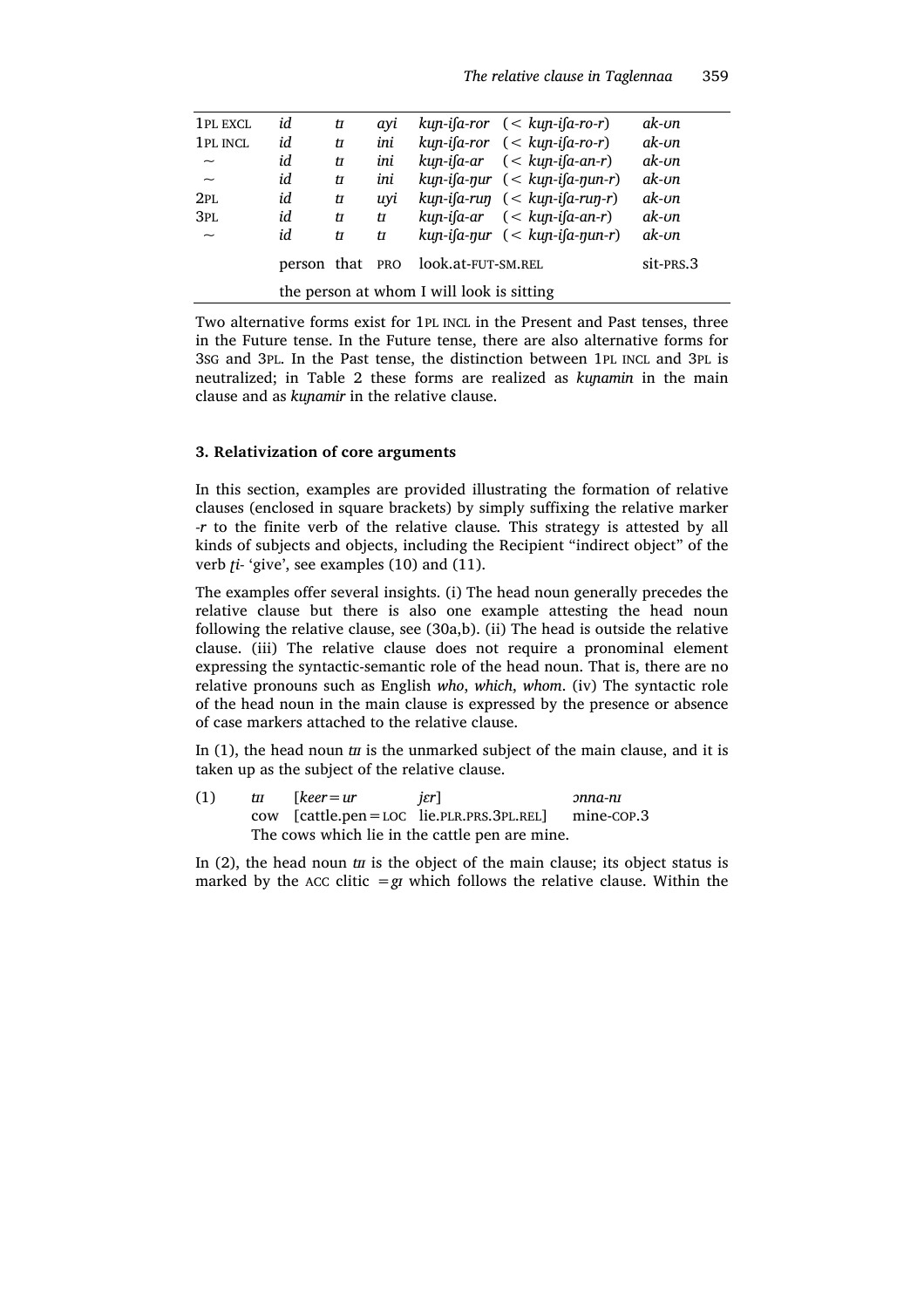| 1PL EXCL | id | tɪ | ayi | kuɲ-iʃa-ror (< kuɲ-iʃa-ro-r) | ak-ʊn |
|---|---|---|---|---|---|
| 1PL INCL | id | tɪ | ini | kuɲ-iʃa-ror (< kuɲ-iʃa-ro-r) | ak-ʊn |
| ~ | id | tɪ | ini | kuɲ-iʃa-ar (< kuɲ-iʃa-an-r) | ak-ʊn |
| ~ | id | tɪ | ini | kuɲ-iʃa-ŋur (< kuɲ-iʃa-ŋun-r) | ak-ʊn |
| 2PL | id | tɪ | uyi | kuɲ-iʃa-ruŋ (< kuɲ-iʃa-ruŋ-r) | ak-ʊn |
| 3PL | id | tɪ | tɪ | kuɲ-iʃa-ar (< kuɲ-iʃa-an-r) | ak-ʊn |
| ~ | id | tɪ | tɪ | kuɲ-iʃa-ŋur (< kuɲ-iʃa-ŋun-r) | ak-ʊn |
| | person | that | PRO | look.at-FUT-SM.REL | sit-PRS.3 |
| | the person at whom I will look is sitting | | | | |

Two alternative forms exist for 1PL INCL in the Present and Past tenses, three in the Future tense. In the Future tense, there are also alternative forms for 3SG and 3PL. In the Past tense, the distinction between 1PL INCL and 3PL is neutralized; in Table 2 these forms are realized as *kuɲamin* in the main clause and as *kuɲamir* in the relative clause.

### 3. Relativization of core arguments

In this section, examples are provided illustrating the formation of relative clauses (enclosed in square brackets) by simply suffixing the relative marker *-r* to the finite verb of the relative clause. This strategy is attested by all kinds of subjects and objects, including the Recipient "indirect object" of the verb *ṯi-* 'give', see examples (10) and (11).

The examples offer several insights. (i) The head noun generally precedes the relative clause but there is also one example attesting the head noun following the relative clause, see (30a,b). (ii) The head is outside the relative clause. (iii) The relative clause does not require a pronominal element expressing the syntactic-semantic role of the head noun. That is, there are no relative pronouns such as English *who*, *which*, *whom*. (iv) The syntactic role of the head noun in the main clause is expressed by the presence or absence of case markers attached to the relative clause.

In (1), the head noun *tɪɪ* is the unmarked subject of the main clause, and it is taken up as the subject of the relative clause.

(1) *tɪɪ* [*keer=ur* *jɛr*] *ɔnna-nɪ*
cow [cattle.pen=LOC lie.PLR.PRS.3PL.REL] mine-COP.3
The cows which lie in the cattle pen are mine.

In (2), the head noun *tɪɪ* is the object of the main clause; its object status is marked by the ACC clitic *=gɪ* which follows the relative clause. Within the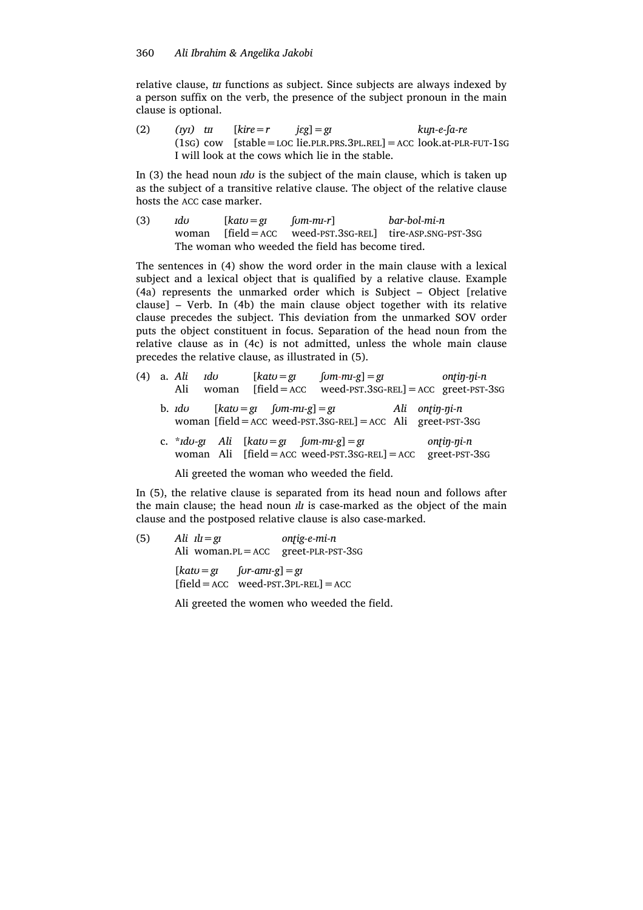relative clause, *tɪɪ* functions as subject. Since subjects are always indexed by a person suffix on the verb, the presence of the subject pronoun in the main clause is optional.

(2) *(ɪyɪ) tɪɪ [kire=r jɛg]=gɪ kuɲ-e-ʃa-re*
(1SG) cow [stable=LOC lie.PLR.PRS.3PL.REL]=ACC look.at-PLR-FUT-1SG
I will look at the cows which lie in the stable.

In (3) the head noun *ɪdʊ* is the subject of the main clause, which is taken up as the subject of a transitive relative clause. The object of the relative clause hosts the ACC case marker.

(3) *ɪdʊ [katʊ=gɪ ʃʊm-mɪ-r] bar-bol-mi-n*
woman [field=ACC weed-PST.3SG-REL] tire-ASP.SNG-PST-3SG
The woman who weeded the field has become tired.

The sentences in (4) show the word order in the main clause with a lexical subject and a lexical object that is qualified by a relative clause. Example (4a) represents the unmarked order which is Subject – Object [relative clause] – Verb. In (4b) the main clause object together with its relative clause precedes the subject. This deviation from the unmarked SOV order puts the object constituent in focus. Separation of the head noun from the relative clause as in (4c) is not admitted, unless the whole main clause precedes the relative clause, as illustrated in (5).

(4) a. *Ali ɪdʊ [katʊ=gɪ ʃʊm-mɪ-g]=gɪ onʈiŋ-ŋi-n*
Ali woman [field=ACC weed-PST.3SG-REL]=ACC greet-PST-3SG

b. *ɪdʊ [katʊ=gɪ ʃʊm-mɪ-g]=gɪ Ali onʈiŋ-ŋi-n*
woman [field=ACC weed-PST.3SG-REL]=ACC Ali greet-PST-3SG

c. **ɪdʊ-gɪ Ali [katʊ=gɪ ʃʊm-mɪ-g]=gɪ onʈiŋ-ŋi-n*
woman Ali [field=ACC weed-PST.3SG-REL]=ACC greet-PST-3SG

Ali greeted the woman who weeded the field.

In (5), the relative clause is separated from its head noun and follows after the main clause; the head noun *ɪlɪ* is case-marked as the object of the main clause and the postposed relative clause is also case-marked.

(5) *Ali ɪlɪ=gɪ onʈig-e-mi-n*
Ali woman.PL=ACC greet-PLR-PST-3SG

*[katʊ=gɪ ʃʊr-amɪ-g]=gɪ*
[field=ACC weed-PST.3PL-REL]=ACC

Ali greeted the women who weeded the field.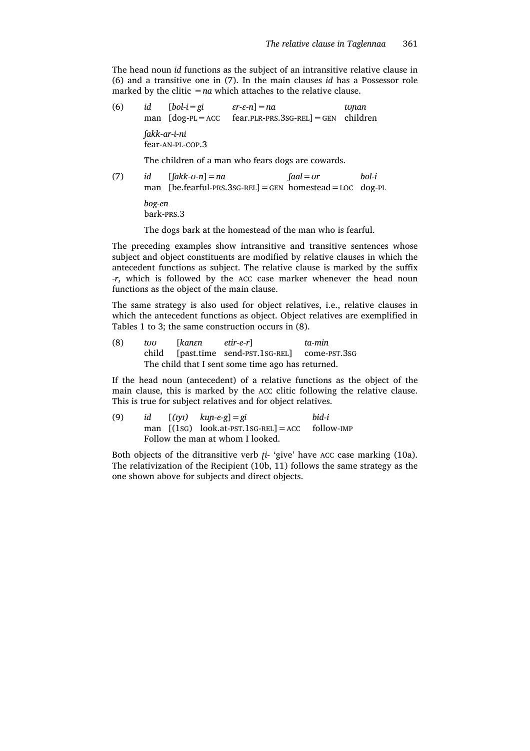The head noun *id* functions as the subject of an intransitive relative clause in (6) and a transitive one in (7). In the main clauses *id* has a Possessor role marked by the clitic *=na* which attaches to the relative clause.

(6) *id* [*bol-i=gi* *ɛr-ɛ-n*]*=na* *tʊɲan*
man [dog-PL=ACC fear.PLR-PRS.3SG-REL]=GEN children
*ʃakk-ar-i-ni*
fear-AN-PL-COP.3
The children of a man who fears dogs are cowards.

(7) *id* [*ʃakk-ʊ-n*]*=na* *ʃaal=ʊr* *bol-i*
man [be.fearful-PRS.3SG-REL]=GEN homestead=LOC dog-PL
*bog-en*
bark-PRS.3
The dogs bark at the homestead of the man who is fearful.

The preceding examples show intransitive and transitive sentences whose subject and object constituents are modified by relative clauses in which the antecedent functions as subject. The relative clause is marked by the suffix *-r*, which is followed by the ACC case marker whenever the head noun functions as the object of the main clause.

The same strategy is also used for object relatives, i.e., relative clauses in which the antecedent functions as object. Object relatives are exemplified in Tables 1 to 3; the same construction occurs in (8).

(8) *tʊʊ* [*kanɛn* *etir-e-r*] *ta-min*
child [past.time send-PST.1SG-REL] come-PST.3SG
The child that I sent some time ago has returned.

If the head noun (antecedent) of a relative functions as the object of the main clause, this is marked by the ACC clitic following the relative clause. This is true for subject relatives and for object relatives.

(9) *id* [*(ɪyɪ)* *kuɲ-e-g*]*=gi* *bid-i*
man [(1SG) look.at-PST.1SG-REL]=ACC follow-IMP
Follow the man at whom I looked.

Both objects of the ditransitive verb *ţi-* 'give' have ACC case marking (10a). The relativization of the Recipient (10b, 11) follows the same strategy as the one shown above for subjects and direct objects.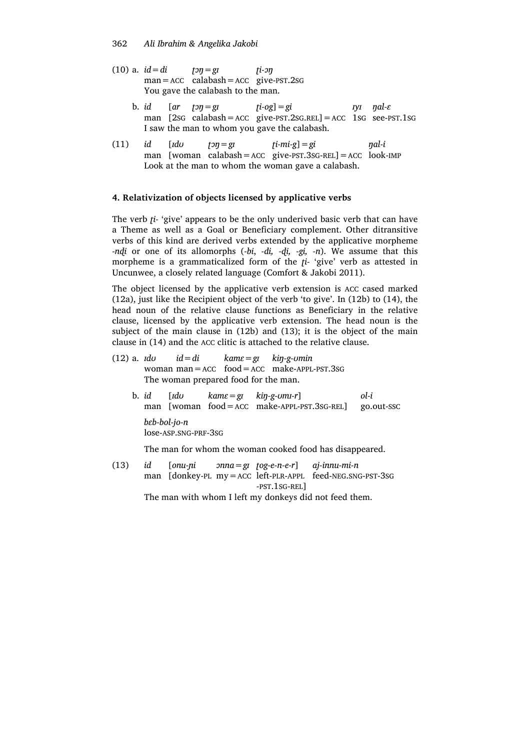(10) a. *id=di* *ʈɔŋ=gɪ* *ʈi-ɔŋ*
man=ACC calabash=ACC give-PST.2SG
You gave the calabash to the man.

b. *id* [*ar* *ʈɔŋ=gɪ* *ʈi-og*]=*gi* *ɪγɪ* *ŋal-ɛ*
man [2SG calabash=ACC give-PST.2SG.REL]=ACC 1SG see-PST.1SG
I saw the man to whom you gave the calabash.

(11) *id* [*ɪdʊ* *ʈɔŋ=gɪ* *ʈi-mi-g*]=*gi* *ŋal-i*
man [woman calabash=ACC give-PST.3SG-REL]=ACC look-IMP
Look at the man to whom the woman gave a calabash.

## 4. Relativization of objects licensed by applicative verbs

The verb *ʈi-* 'give' appears to be the only underived basic verb that can have a Theme as well as a Goal or Beneficiary complement. Other ditransitive verbs of this kind are derived verbs extended by the applicative morpheme *-nḍi* or one of its allomorphs (*-bi*, *-di, -ḍi, -gi, -n*). We assume that this morpheme is a grammaticalized form of the *ʈi-* 'give' verb as attested in Uncunwee, a closely related language (Comfort & Jakobi 2011).

The object licensed by the applicative verb extension is ACC cased marked (12a), just like the Recipient object of the verb 'to give'. In (12b) to (14), the head noun of the relative clause functions as Beneficiary in the relative clause, licensed by the applicative verb extension. The head noun is the subject of the main clause in (12b) and (13); it is the object of the main clause in (14) and the ACC clitic is attached to the relative clause.

(12) a. *ɪdʊ* *id=di* *kamɛ=gɪ* *kiŋ-g-ʊmin*
woman man=ACC food=ACC make-APPL-PST.3SG
The woman prepared food for the man.

b. *id* [*ɪdʊ* *kamɛ=gɪ* *kiŋ-g-ʊmɪ-r*] *ol-i*
man [woman food=ACC make-APPL-PST.3SG-REL] go.out-SSC

*bɛb-bol-jo-n*
lose-ASP.SNG-PRF-3SG

The man for whom the woman cooked food has disappeared.

(13) *id* [*onu-ɲi* *ɔnna=gɪ* *ʈog-e-n-e-r*] *aj-innu-mi-n*
man [donkey-PL my=ACC left-PLR-APPL -PST.1SG-REL] feed-NEG.SNG-PST-3SG
The man with whom I left my donkeys did not feed them.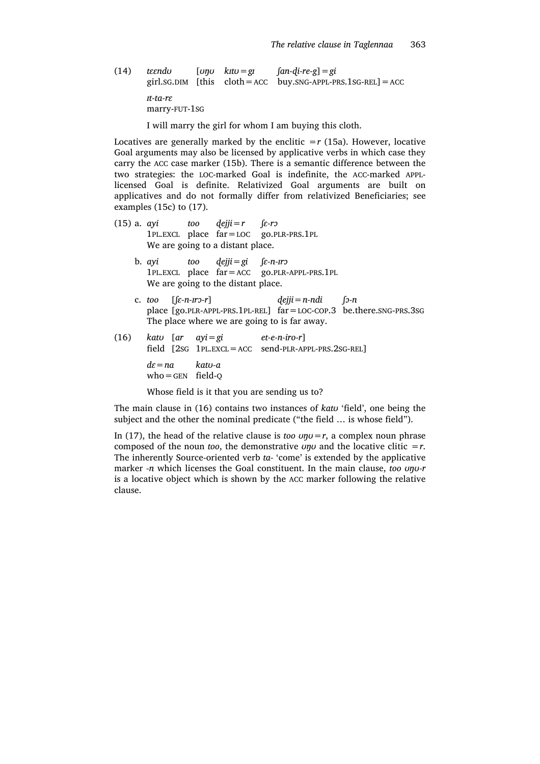(14) *tɛɛndʊ* [*ʊŋʊ* *kɪtʊ=gɪ* *ʃan-ḏi-re-g*]*=gi*
girl.SG.DIM [this cloth=ACC buy.SNG-APPL-PRS.1SG-REL]=ACC

*ɪt-ta-rɛ*
marry-FUT-1SG

I will marry the girl for whom I am buying this cloth.

Locatives are generally marked by the enclitic *=r* (15a). However, locative Goal arguments may also be licensed by applicative verbs in which case they carry the ACC case marker (15b). There is a semantic difference between the two strategies: the LOC-marked Goal is indefinite, the ACC-marked APPL-licensed Goal is definite. Relativized Goal arguments are built on applicatives and do not formally differ from relativized Beneficiaries; see examples (15c) to (17).

(15) a. *ayi* *too* *ḏejji=r* *ʃɛ-rɔ*
1PL.EXCL place far=LOC go.PLR-PRS.1PL
We are going to a distant place.

b. *ayi* *too* *ḏejji=gi* *ʃɛ-n-ɪrɔ*
1PL.EXCL place far=ACC go.PLR-APPL-PRS.1PL
We are going to the distant place.

c. *too* [*ʃɛ-n-ɪrɔ-r*] *ḏejji=n-ndi* *ʃɔ-n*
place [go.PLR-APPL-PRS.1PL-REL] far=LOC-COP.3 be.there.SNG-PRS.3SG
The place where we are going to is far away.

(16) *katʊ* [*ar* *ayi=gi* *et-e-n-iro-r*]
field [2SG 1PL.EXCL=ACC send-PLR-APPL-PRS.2SG-REL]

*dɛ=na* *katʊ-a*
who=GEN field-Q

Whose field is it that you are sending us to?

The main clause in (16) contains two instances of *katʊ* 'field', one being the subject and the other the nominal predicate ("the field … is whose field").

In (17), the head of the relative clause is *too ʊŋʊ=r*, a complex noun phrase composed of the noun *too*, the demonstrative *ʊŋʊ* and the locative clitic *=r*. The inherently Source-oriented verb *ta-* 'come' is extended by the applicative marker *-n* which licenses the Goal constituent. In the main clause, *too ʊŋʊ-r* is a locative object which is shown by the ACC marker following the relative clause.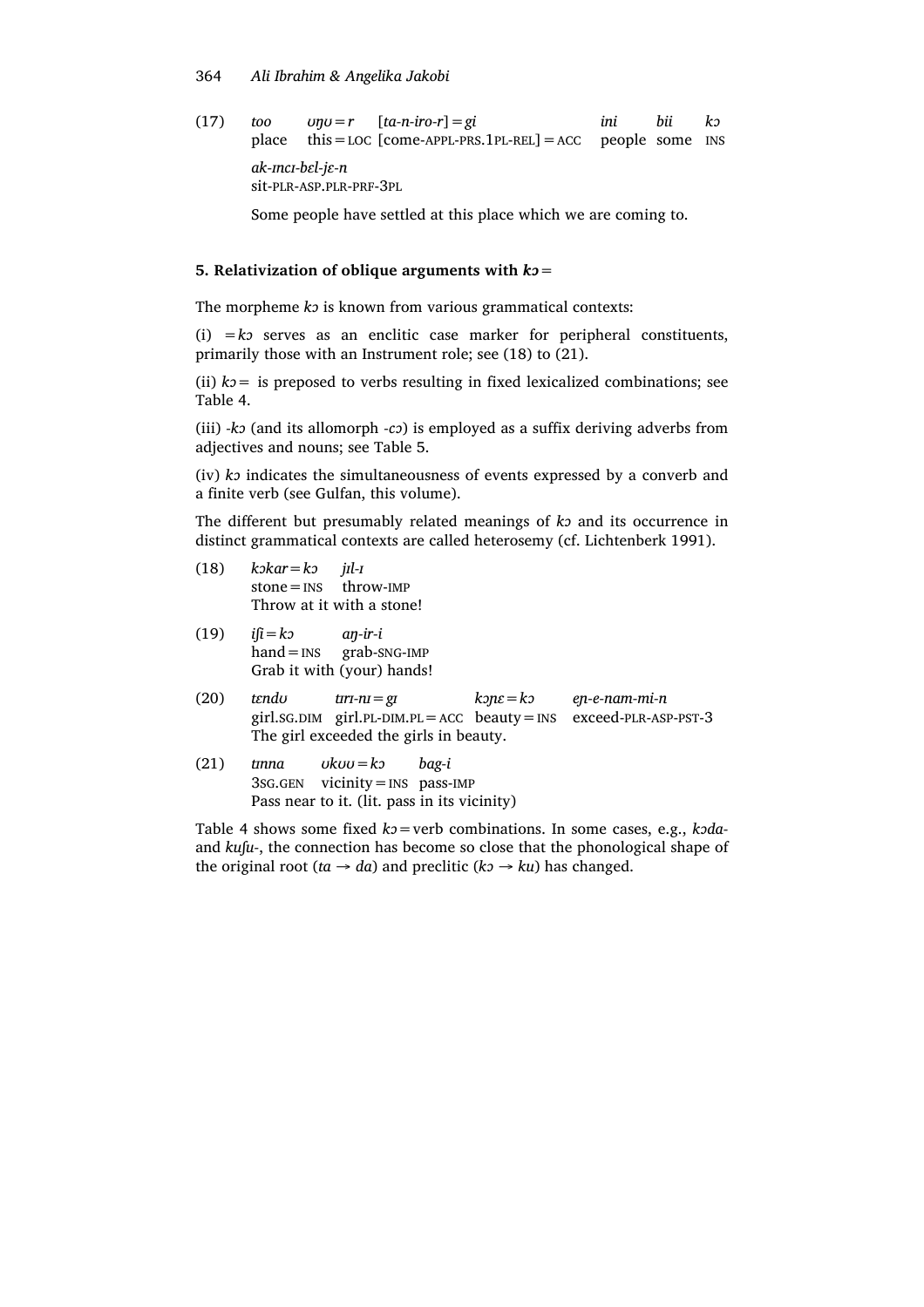(17) *too* *ʊŋʊ=r* [*ta-n-iro-r*]=*gi* *ini* *bii* *kɔ*
place this=LOC [come-APPL-PRS.1PL-REL]=ACC people some INS

*ak-ɪncɪ-bɛl-jɛ-n*
sit-PLR-ASP.PLR-PRF-3PL

Some people have settled at this place which we are coming to.

### 5. Relativization of oblique arguments with *kɔ*=

The morpheme *kɔ* is known from various grammatical contexts:

(i) =*kɔ* serves as an enclitic case marker for peripheral constituents, primarily those with an Instrument role; see (18) to (21).

(ii) *kɔ*= is preposed to verbs resulting in fixed lexicalized combinations; see Table 4.

(iii) -*kɔ* (and its allomorph -*cɔ*) is employed as a suffix deriving adverbs from adjectives and nouns; see Table 5.

(iv) *kɔ* indicates the simultaneousness of events expressed by a converb and a finite verb (see Gulfan, this volume).

The different but presumably related meanings of *kɔ* and its occurrence in distinct grammatical contexts are called heterosemy (cf. Lichtenberk 1991).

(18) *kɔkar=kɔ* *jɪl-ɪ*
stone=INS throw-IMP
Throw at it with a stone!

(19) *iʃi=kɔ* *aŋ-ir-i*
hand=INS grab-SNG-IMP
Grab it with (your) hands!

(20) *tɛndʊ* *tɪrɪ-nɪ=gɪ* *kɔɲɛ=kɔ* *eɲ-e-nam-mi-n*
girl.SG.DIM girl.PL-DIM.PL=ACC beauty=INS exceed-PLR-ASP-PST-3
The girl exceeded the girls in beauty.

(21) *tɪnna* *ʊkʊʊ=kɔ* *bag-i*
3SG.GEN vicinity=INS pass-IMP
Pass near to it. (lit. pass in its vicinity)

Table 4 shows some fixed *kɔ*=verb combinations. In some cases, e.g., *kɔda-* and *kuʃu-*, the connection has become so close that the phonological shape of the original root (*ta* → *da*) and preclitic (*kɔ* → *ku*) has changed.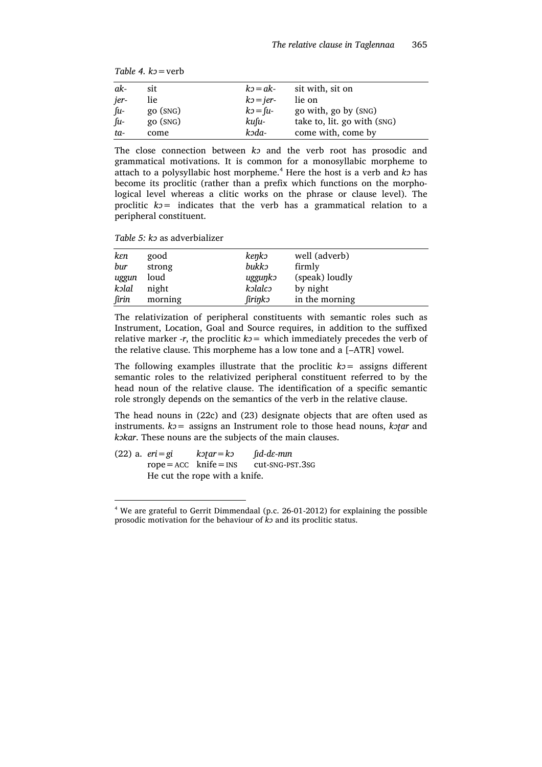*Table 4. kɔ = verb*

| | | | |
|---|---|---|---|
| *ak-* | sit | *kɔ = ak-* | sit with, sit on |
| *jer-* | lie | *kɔ = jer-* | lie on |
| *ʃu-* | go (SNG) | *kɔ = ʃu-* | go with, go by (SNG) |
| *ʃu-* | go (SNG) | *kuʃu-* | take to, lit. go with (SNG) |
| *ta-* | come | *kɔda-* | come with, come by |

The close connection between *kɔ* and the verb root has prosodic and grammatical motivations. It is common for a monosyllabic morpheme to attach to a polysyllabic host morpheme.[4] Here the host is a verb and *kɔ* has become its proclitic (rather than a prefix which functions on the morphological level whereas a clitic works on the phrase or clause level). The proclitic *kɔ =* indicates that the verb has a grammatical relation to a peripheral constituent.

*Table 5: kɔ as adverbializer*

| | | | |
|---|---|---|---|
| *kɛn* | good | *keŋkɔ* | well (adverb) |
| *bur* | strong | *bukkɔ* | firmly |
| *uggun* | loud | *ugguŋkɔ* | (speak) loudly |
| *kɔlal* | night | *kɔlalcɔ* | by night |
| *ʃirin* | morning | *ʃiriŋkɔ* | in the morning |

The relativization of peripheral constituents with semantic roles such as Instrument, Location, Goal and Source requires, in addition to the suffixed relative marker *-r*, the proclitic *kɔ =* which immediately precedes the verb of the relative clause. This morpheme has a low tone and a [–ATR] vowel.

The following examples illustrate that the proclitic *kɔ =* assigns different semantic roles to the relativized peripheral constituent referred to by the head noun of the relative clause. The identification of a specific semantic role strongly depends on the semantics of the verb in the relative clause.

The head nouns in (22c) and (23) designate objects that are often used as instruments. *kɔ =* assigns an Instrument role to those head nouns, *kɔʈar* and *kɔkar*. These nouns are the subjects of the main clauses.

(22) a. *eri = gi* *kɔʈar = kɔ* *ʃɪd-dɛ-mɪn*
rope = ACC knife = INS cut-SNG-PST.3SG
He cut the rope with a knife.

---

[4] We are grateful to Gerrit Dimmendaal (p.c. 26-01-2012) for explaining the possible prosodic motivation for the behaviour of *kɔ* and its proclitic status.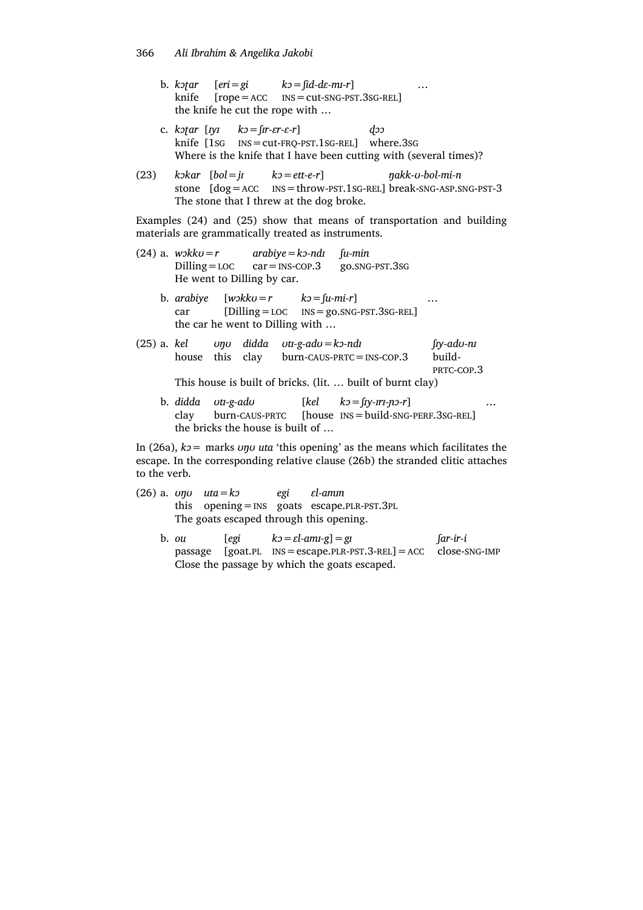b. *kɔʈar* [*eri=gi* *kɔ=ʃid-dɛ-mɪ-r*] …
   knife [rope=ACC INS=cut-SNG-PST.3SG-REL]
   the knife he cut the rope with …

c. *kɔʈar* [*ɪyɪ* *kɔ=ʃɪr-ɛr-ɛ-r*] *ḍɔɔ*
   knife [1SG INS=cut-FRQ-PST.1SG-REL] where.3SG
   Where is the knife that I have been cutting with (several times)?

(23) *kɔkar* [*bol=jɪ* *kɔ=ett-e-r*] *ŋakk-ʊ-bol-mi-n*
   stone [dog=ACC INS=throw-PST.1SG-REL] break-SNG-ASP.SNG-PST-3
   The stone that I threw at the dog broke.

Examples (24) and (25) show that means of transportation and building materials are grammatically treated as instruments.

(24) a. *wɔkkʊ=r* *arabiye=kɔ-ndɪ* *ʃu-min*
   Dilling=LOC car=INS-COP.3 go.SNG-PST.3SG
   He went to Dilling by car.

b. *arabiye* [*wɔkkʊ=r* *kɔ=ʃu-mi-r*] …
   car [Dilling=LOC INS=go.SNG-PST.3SG-REL]
   the car he went to Dilling with …

(25) a. *kel* *ʊŋʊ* *didda* *ʊtɪ-g-adʊ=kɔ-ndɪ* *ʃɪy-adʊ-nɪ*
   house this clay burn-CAUS-PRTC=INS-COP.3 build-PRTC-COP.3
   This house is built of bricks. (lit. … built of burnt clay)

b. *didda* *ʊtɪ-g-adʊ* [*kel* *kɔ=ʃɪy-ɪrɪ-ɲɔ-r*] …
   clay burn-CAUS-PRTC [house INS=build-SNG-PERF.3SG-REL]
   the bricks the house is built of …

In (26a), *kɔ=* marks *ʊŋʊ uta* 'this opening' as the means which facilitates the escape. In the corresponding relative clause (26b) the stranded clitic attaches to the verb.

(26) a. *ʊŋʊ* *uta=kɔ* *egi* *ɛl-amɪn*
   this opening=INS goats escape.PLR-PST.3PL
   The goats escaped through this opening.

b. *ou* [*egi* *kɔ=ɛl-amɪ-g*]=*gɪ* *ʃar-ir-i*
   passage [goat.PL INS=escape.PLR-PST.3-REL]=ACC close-SNG-IMP
   Close the passage by which the goats escaped.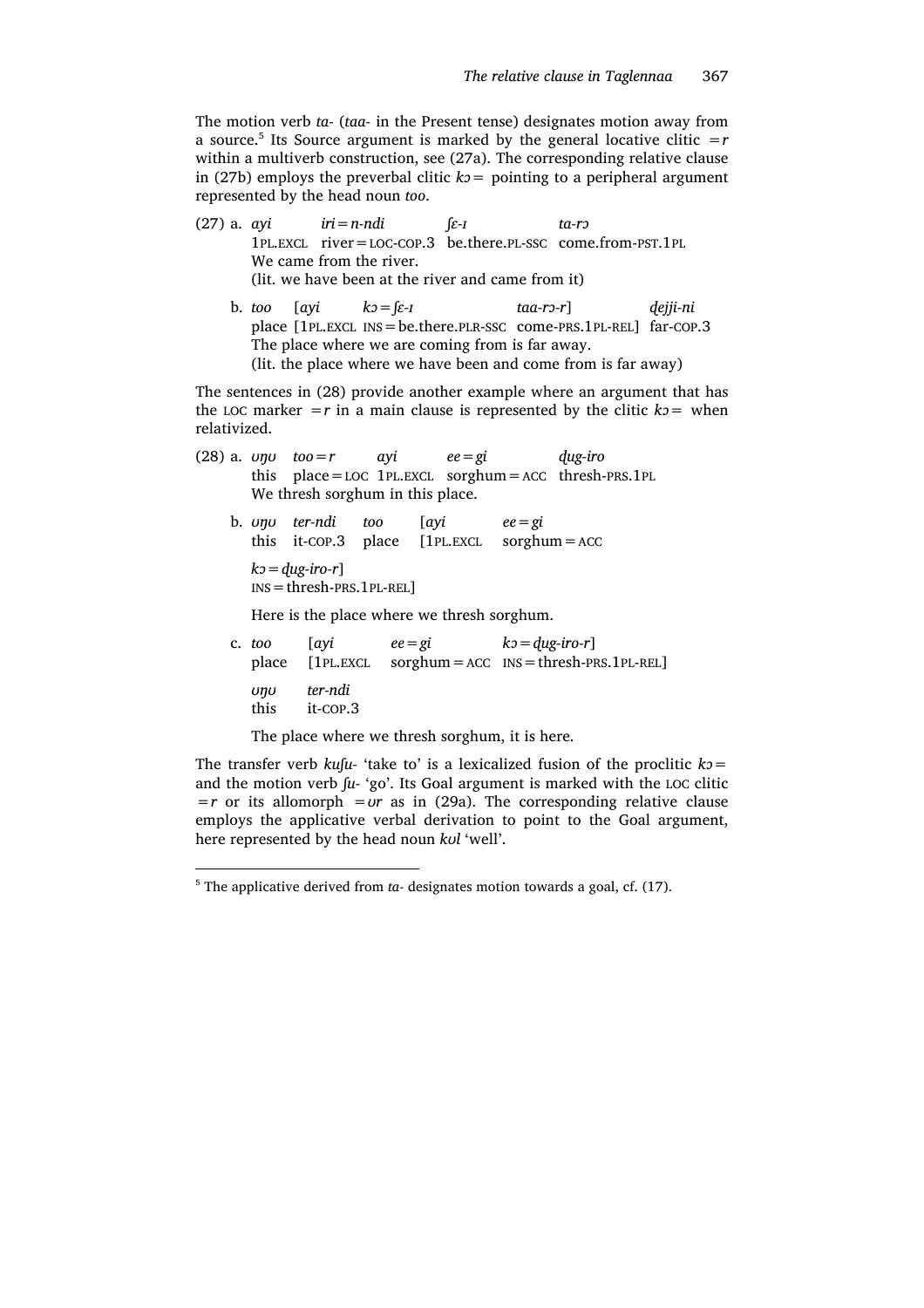The motion verb *ta-* (*taa-* in the Present tense) designates motion away from a source.[5] Its Source argument is marked by the general locative clitic *=r* within a multiverb construction, see (27a). The corresponding relative clause in (27b) employs the preverbal clitic *kɔ=* pointing to a peripheral argument represented by the head noun *too*.

(27) a. *ayi iri=n-ndi ʃɛ-ɪ ta-rɔ*
1PL.EXCL river=LOC-COP.3 be.there.PL-SSC come.from-PST.1PL
We came from the river.
(lit. we have been at the river and came from it)

b. *too [ayi kɔ=ʃɛ-ɪ taa-rɔ-r] ḍejji-ni*
place [1PL.EXCL INS=be.there.PLR-SSC come-PRS.1PL-REL] far-COP.3
The place where we are coming from is far away.
(lit. the place where we have been and come from is far away)

The sentences in (28) provide another example where an argument that has the LOC marker *=r* in a main clause is represented by the clitic *kɔ=* when relativized.

(28) a. *ʊŋʊ too=r ayi ee=gi ḍug-iro*
this place=LOC 1PL.EXCL sorghum=ACC thresh-PRS.1PL
We thresh sorghum in this place.

b. *ʊŋʊ ter-ndi too [ayi ee=gi*
this it-COP.3 place [1PL.EXCL sorghum=ACC
*kɔ=ḍug-iro-r]*
INS=thresh-PRS.1PL-REL]
Here is the place where we thresh sorghum.

c. *too [ayi ee=gi kɔ=ḍug-iro-r]*
place [1PL.EXCL sorghum=ACC INS=thresh-PRS.1PL-REL]
*ʊŋʊ ter-ndi*
this it-COP.3
The place where we thresh sorghum, it is here.

The transfer verb *kuʃu-* 'take to' is a lexicalized fusion of the proclitic *kɔ=* and the motion verb *ʃu-* 'go'. Its Goal argument is marked with the LOC clitic *=r* or its allomorph *=ʊr* as in (29a). The corresponding relative clause employs the applicative verbal derivation to point to the Goal argument, here represented by the head noun *kʊl* 'well'.

[5] The applicative derived from *ta-* designates motion towards a goal, cf. (17).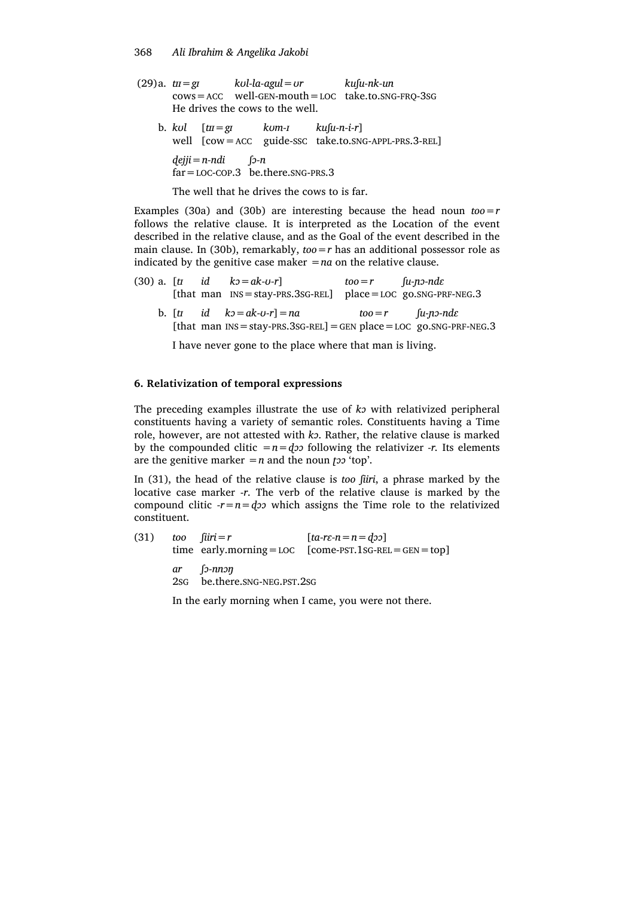(29) a. *tɪɪ = gɪ*  *kʊl-la-agul = ʊr*  *kuʃu-nk-un*
cows = ACC  well-GEN-mouth = LOC  take.to.SNG-FRQ-3SG
He drives the cows to the well.

b. *kʊl*  [*tɪɪ = gɪ*  *kʊm-ɪ*  *kuʃu-n-i-r*]
well  [cow = ACC  guide-SSC  take.to.SNG-APPL-PRS.3-REL]

*ɖejji = n-ndi*  *ʃɔ-n*
far = LOC-COP.3  be.there.SNG-PRS.3

The well that he drives the cows to is far.

Examples (30a) and (30b) are interesting because the head noun *too = r* follows the relative clause. It is interpreted as the Location of the event described in the relative clause, and as the Goal of the event described in the main clause. In (30b), remarkably, *too = r* has an additional possessor role as indicated by the genitive case maker *= na* on the relative clause.

(30) a. [*tɪ*  *id*  *kɔ = ak-ʊ-r*]  *too = r*  *ʃu-ɲɔ-ndɛ*
[that  man  INS = stay-PRS.3SG-REL]  place = LOC  go.SNG-PRF-NEG.3

b. [*tɪ*  *id*  *kɔ = ak-ʊ-r*] *= na*  *too = r*  *ʃu-ɲɔ-ndɛ*
[that  man  INS = stay-PRS.3SG-REL] = GEN  place = LOC  go.SNG-PRF-NEG.3

I have never gone to the place where that man is living.

### 6. Relativization of temporal expressions

The preceding examples illustrate the use of *kɔ* with relativized peripheral constituents having a variety of semantic roles. Constituents having a Time role, however, are not attested with *kɔ*. Rather, the relative clause is marked by the compounded clitic *= n = ɖɔɔ* following the relativizer *-r*. Its elements are the genitive marker *= n* and the noun *ʈɔɔ* 'top'.

In (31), the head of the relative clause is *too ʃiiri*, a phrase marked by the locative case marker *-r*. The verb of the relative clause is marked by the compound clitic *-r = n = ɖɔɔ* which assigns the Time role to the relativized constituent.

(31) *too*  *ʃiiri = r*  [*ta-rɛ-n = n = ɖɔɔ*]
time  early.morning = LOC  [come-PST.1SG-REL = GEN = top]

*ar*  *ʃɔ-nnɔŋ*
2SG  be.there.SNG-NEG.PST.2SG

In the early morning when I came, you were not there.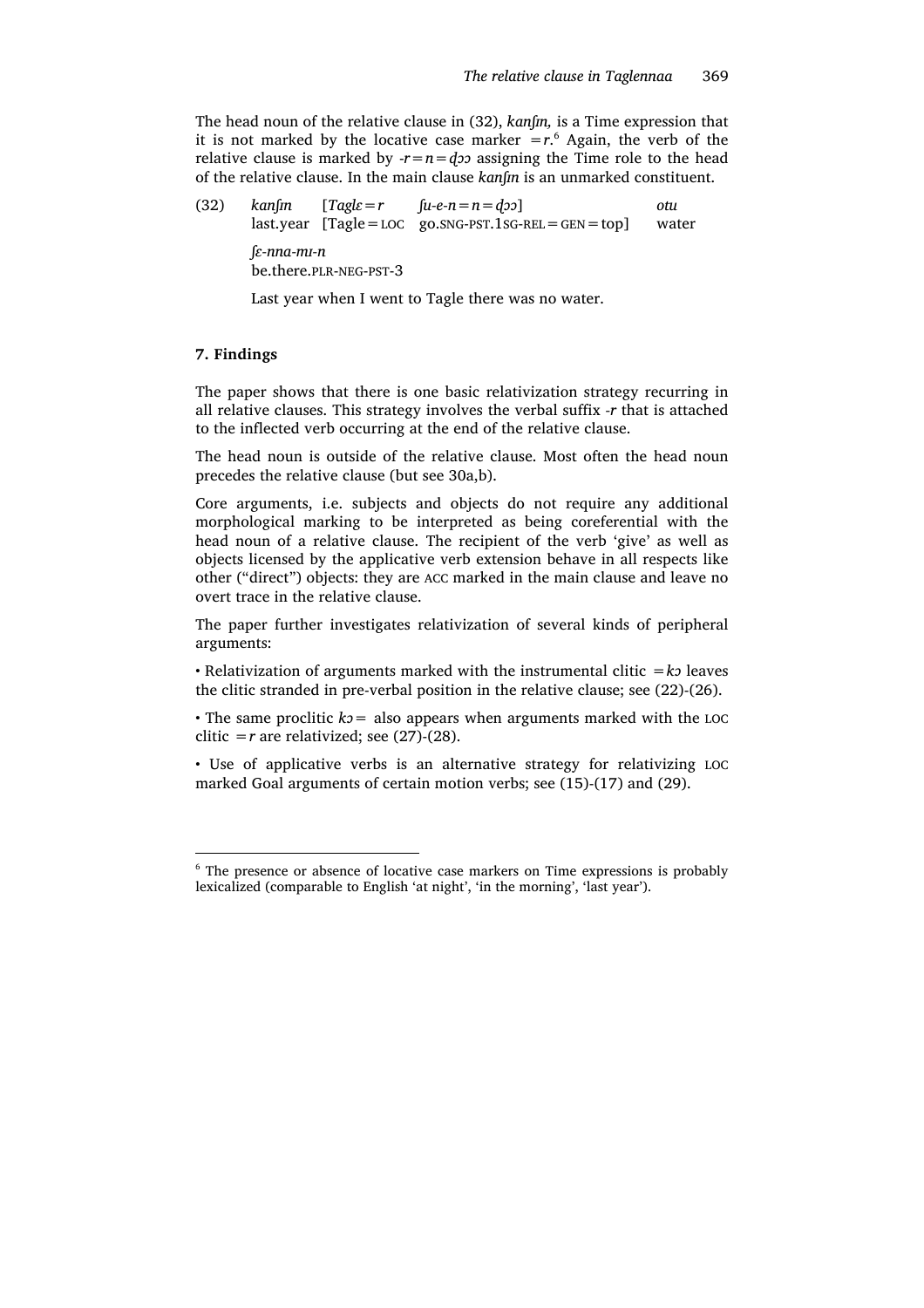The head noun of the relative clause in (32), *kanʃın,* is a Time expression that it is not marked by the locative case marker *=r*.[6] Again, the verb of the relative clause is marked by *-r=n=ɖɔɔ* assigning the Time role to the head of the relative clause. In the main clause *kanʃın* is an unmarked constituent.

(32) *kanʃın* [*Taglɛ=r* *ʃu-e-n=n=ɖɔɔ*] *otu*
last.year [Tagle=LOC go.SNG-PST.1SG-REL=GEN=top] water

*ʃɛ-nna-mı-n*
be.there.PLR-NEG-PST-3

Last year when I went to Tagle there was no water.

## 7. Findings

The paper shows that there is one basic relativization strategy recurring in all relative clauses. This strategy involves the verbal suffix *-r* that is attached to the inflected verb occurring at the end of the relative clause.

The head noun is outside of the relative clause. Most often the head noun precedes the relative clause (but see 30a,b).

Core arguments, i.e. subjects and objects do not require any additional morphological marking to be interpreted as being coreferential with the head noun of a relative clause. The recipient of the verb 'give' as well as objects licensed by the applicative verb extension behave in all respects like other ("direct") objects: they are ACC marked in the main clause and leave no overt trace in the relative clause.

The paper further investigates relativization of several kinds of peripheral arguments:

• Relativization of arguments marked with the instrumental clitic *=kɔ* leaves the clitic stranded in pre-verbal position in the relative clause; see (22)-(26).

• The same proclitic *kɔ=* also appears when arguments marked with the LOC clitic *=r* are relativized; see (27)-(28).

• Use of applicative verbs is an alternative strategy for relativizing LOC marked Goal arguments of certain motion verbs; see (15)-(17) and (29).

---

[6] The presence or absence of locative case markers on Time expressions is probably lexicalized (comparable to English 'at night', 'in the morning', 'last year').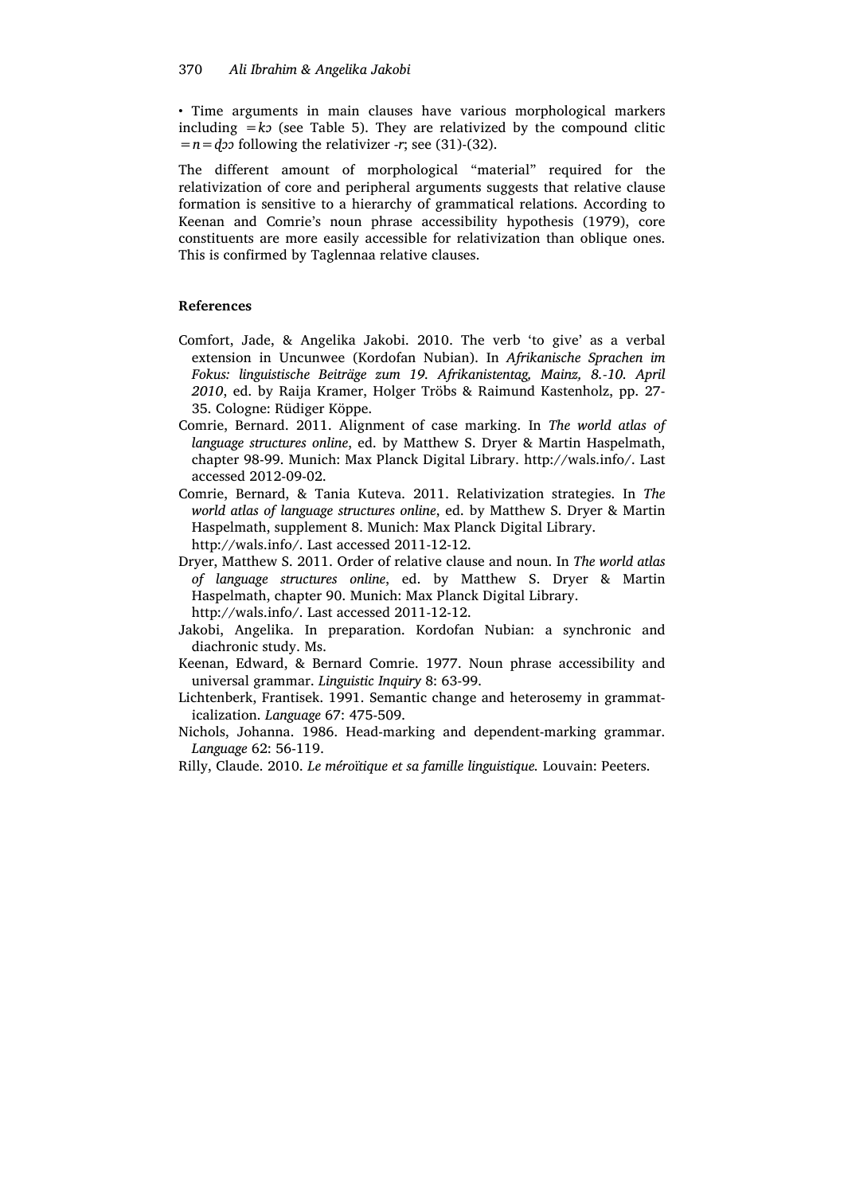• Time arguments in main clauses have various morphological markers including *=kɔ* (see Table 5). They are relativized by the compound clitic *=n=ɗɔɔ* following the relativizer *-r*; see (31)-(32).

The different amount of morphological "material" required for the relativization of core and peripheral arguments suggests that relative clause formation is sensitive to a hierarchy of grammatical relations. According to Keenan and Comrie's noun phrase accessibility hypothesis (1979), core constituents are more easily accessible for relativization than oblique ones. This is confirmed by Taglennaa relative clauses.

**References**

Comfort, Jade, & Angelika Jakobi. 2010. The verb 'to give' as a verbal extension in Uncunwee (Kordofan Nubian). In *Afrikanische Sprachen im Fokus: linguistische Beiträge zum 19. Afrikanistentag, Mainz, 8.-10. April 2010*, ed. by Raija Kramer, Holger Tröbs & Raimund Kastenholz, pp. 27-35. Cologne: Rüdiger Köppe.

Comrie, Bernard. 2011. Alignment of case marking. In *The world atlas of language structures online*, ed. by Matthew S. Dryer & Martin Haspelmath, chapter 98-99. Munich: Max Planck Digital Library. http://wals.info/. Last accessed 2012-09-02.

Comrie, Bernard, & Tania Kuteva. 2011. Relativization strategies. In *The world atlas of language structures online*, ed. by Matthew S. Dryer & Martin Haspelmath, supplement 8. Munich: Max Planck Digital Library. http://wals.info/. Last accessed 2011-12-12.

Dryer, Matthew S. 2011. Order of relative clause and noun. In *The world atlas of language structures online*, ed. by Matthew S. Dryer & Martin Haspelmath, chapter 90. Munich: Max Planck Digital Library. http://wals.info/. Last accessed 2011-12-12.

Jakobi, Angelika. In preparation. Kordofan Nubian: a synchronic and diachronic study. Ms.

Keenan, Edward, & Bernard Comrie. 1977. Noun phrase accessibility and universal grammar. *Linguistic Inquiry* 8: 63-99.

Lichtenberk, Frantisek. 1991. Semantic change and heterosemy in grammaticalization. *Language* 67: 475-509.

Nichols, Johanna. 1986. Head-marking and dependent-marking grammar. *Language* 62: 56-119.

Rilly, Claude. 2010. *Le méroïtique et sa famille linguistique.* Louvain: Peeters.